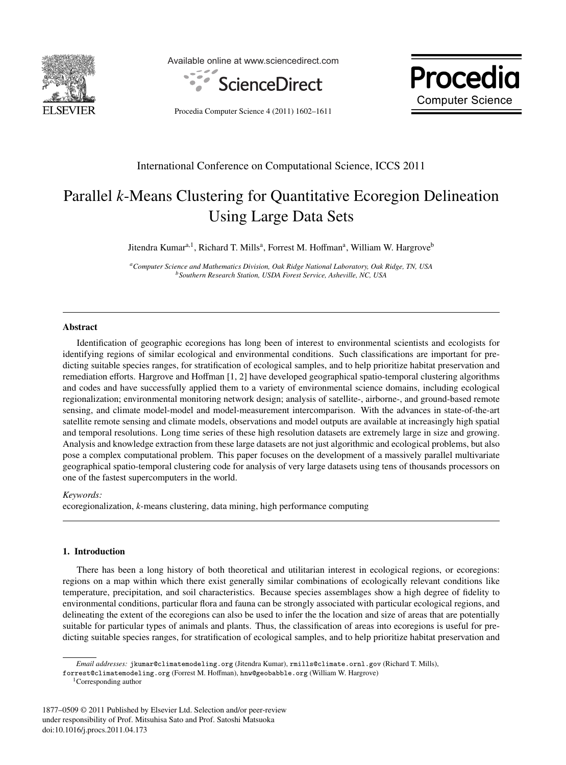International Conference on Computational Science, ICCS 2011

# Parallel *k*-Means Clustering for Quantitative Ecoregion Delineation Using Large Data Sets

Jitendra Kumar[a,1], Richard T. Mills[a], Forrest M. Hoffman[a], William W. Hargrove[b]

[a] *Computer Science and Mathematics Division, Oak Ridge National Laboratory, Oak Ridge, TN, USA*
[b] *Southern Research Station, USDA Forest Service, Asheville, NC, USA*

## Abstract

Identification of geographic ecoregions has long been of interest to environmental scientists and ecologists for identifying regions of similar ecological and environmental conditions. Such classifications are important for predicting suitable species ranges, for stratification of ecological samples, and to help prioritize habitat preservation and remediation efforts. Hargrove and Hoffman [1, 2] have developed geographical spatio-temporal clustering algorithms and codes and have successfully applied them to a variety of environmental science domains, including ecological regionalization; environmental monitoring network design; analysis of satellite-, airborne-, and ground-based remote sensing, and climate model-model and model-measurement intercomparison. With the advances in state-of-the-art satellite remote sensing and climate models, observations and model outputs are available at increasingly high spatial and temporal resolutions. Long time series of these high resolution datasets are extremely large in size and growing. Analysis and knowledge extraction from these large datasets are not just algorithmic and ecological problems, but also pose a complex computational problem. This paper focuses on the development of a massively parallel multivariate geographical spatio-temporal clustering code for analysis of very large datasets using tens of thousands processors on one of the fastest supercomputers in the world.

*Keywords:*
ecoregionalization, *k*-means clustering, data mining, high performance computing

## 1. Introduction

There has been a long history of both theoretical and utilitarian interest in ecological regions, or ecoregions: regions on a map within which there exist generally similar combinations of ecologically relevant conditions like temperature, precipitation, and soil characteristics. Because species assemblages show a high degree of fidelity to environmental conditions, particular flora and fauna can be strongly associated with particular ecological regions, and delineating the extent of the ecoregions can also be used to infer the the location and size of areas that are potentially suitable for particular types of animals and plants. Thus, the classification of areas into ecoregions is useful for predicting suitable species ranges, for stratification of ecological samples, and to help prioritize habitat preservation and

---

*Email addresses:* `jkumar@climatemodeling.org` (Jitendra Kumar), `rmills@climate.ornl.gov` (Richard T. Mills), `forrest@climatemodeling.org` (Forrest M. Hoffman), `hnw@geobabble.org` (William W. Hargrove)

[1] Corresponding author

1877–0509 © 2011 Published by Elsevier Ltd. Selection and/or peer-review under responsibility of Prof. Mitsuhisa Sato and Prof. Satoshi Matsuoka
doi:10.1016/j.procs.2011.04.173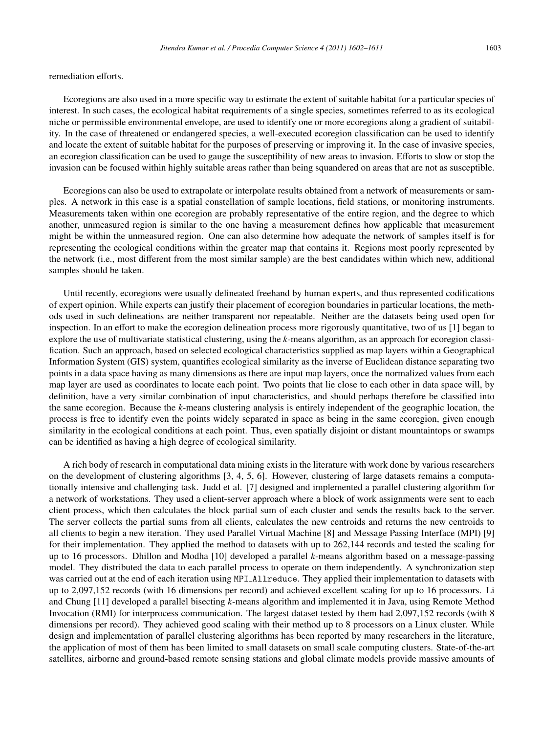remediation efforts.

Ecoregions are also used in a more specific way to estimate the extent of suitable habitat for a particular species of interest. In such cases, the ecological habitat requirements of a single species, sometimes referred to as its ecological niche or permissible environmental envelope, are used to identify one or more ecoregions along a gradient of suitability. In the case of threatened or endangered species, a well-executed ecoregion classification can be used to identify and locate the extent of suitable habitat for the purposes of preserving or improving it. In the case of invasive species, an ecoregion classification can be used to gauge the susceptibility of new areas to invasion. Efforts to slow or stop the invasion can be focused within highly suitable areas rather than being squandered on areas that are not as susceptible.

Ecoregions can also be used to extrapolate or interpolate results obtained from a network of measurements or samples. A network in this case is a spatial constellation of sample locations, field stations, or monitoring instruments. Measurements taken within one ecoregion are probably representative of the entire region, and the degree to which another, unmeasured region is similar to the one having a measurement defines how applicable that measurement might be within the unmeasured region. One can also determine how adequate the network of samples itself is for representing the ecological conditions within the greater map that contains it. Regions most poorly represented by the network (i.e., most different from the most similar sample) are the best candidates within which new, additional samples should be taken.

Until recently, ecoregions were usually delineated freehand by human experts, and thus represented codifications of expert opinion. While experts can justify their placement of ecoregion boundaries in particular locations, the methods used in such delineations are neither transparent nor repeatable. Neither are the datasets being used open for inspection. In an effort to make the ecoregion delineation process more rigorously quantitative, two of us [1] began to explore the use of multivariate statistical clustering, using the *k*-means algorithm, as an approach for ecoregion classification. Such an approach, based on selected ecological characteristics supplied as map layers within a Geographical Information System (GIS) system, quantifies ecological similarity as the inverse of Euclidean distance separating two points in a data space having as many dimensions as there are input map layers, once the normalized values from each map layer are used as coordinates to locate each point. Two points that lie close to each other in data space will, by definition, have a very similar combination of input characteristics, and should perhaps therefore be classified into the same ecoregion. Because the *k*-means clustering analysis is entirely independent of the geographic location, the process is free to identify even the points widely separated in space as being in the same ecoregion, given enough similarity in the ecological conditions at each point. Thus, even spatially disjoint or distant mountaintops or swamps can be identified as having a high degree of ecological similarity.

A rich body of research in computational data mining exists in the literature with work done by various researchers on the development of clustering algorithms [3, 4, 5, 6]. However, clustering of large datasets remains a computationally intensive and challenging task. Judd et al. [7] designed and implemented a parallel clustering algorithm for a network of workstations. They used a client-server approach where a block of work assignments were sent to each client process, which then calculates the block partial sum of each cluster and sends the results back to the server. The server collects the partial sums from all clients, calculates the new centroids and returns the new centroids to all clients to begin a new iteration. They used Parallel Virtual Machine [8] and Message Passing Interface (MPI) [9] for their implementation. They applied the method to datasets with up to 262,144 records and tested the scaling for up to 16 processors. Dhillon and Modha [10] developed a parallel *k*-means algorithm based on a message-passing model. They distributed the data to each parallel process to operate on them independently. A synchronization step was carried out at the end of each iteration using `MPI_Allreduce`. They applied their implementation to datasets with up to 2,097,152 records (with 16 dimensions per record) and achieved excellent scaling for up to 16 processors. Li and Chung [11] developed a parallel bisecting *k*-means algorithm and implemented it in Java, using Remote Method Invocation (RMI) for interprocess communication. The largest dataset tested by them had 2,097,152 records (with 8 dimensions per record). They achieved good scaling with their method up to 8 processors on a Linux cluster. While design and implementation of parallel clustering algorithms has been reported by many researchers in the literature, the application of most of them has been limited to small datasets on small scale computing clusters. State-of-the-art satellites, airborne and ground-based remote sensing stations and global climate models provide massive amounts of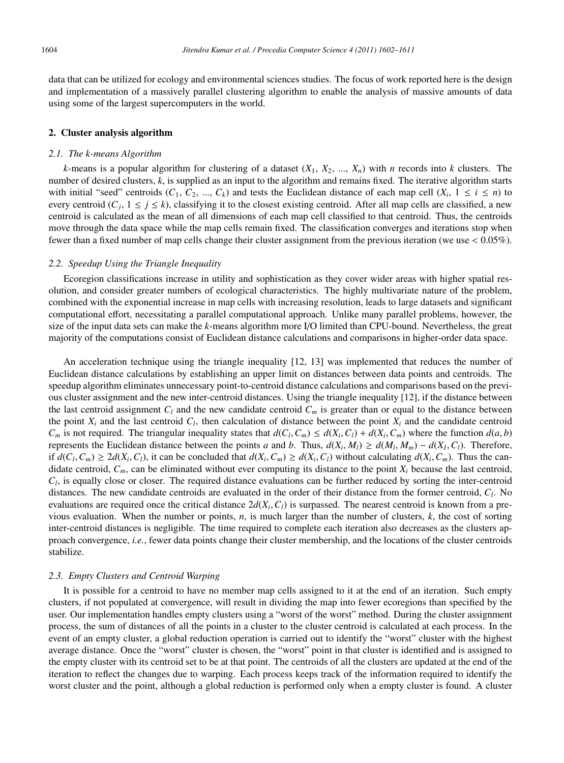data that can be utilized for ecology and environmental sciences studies. The focus of work reported here is the design and implementation of a massively parallel clustering algorithm to enable the analysis of massive amounts of data using some of the largest supercomputers in the world.

## 2. Cluster analysis algorithm

### 2.1. The k-means Algorithm

$k$-means is a popular algorithm for clustering of a dataset ($X_1$, $X_2$, ..., $X_n$) with $n$ records into $k$ clusters. The number of desired clusters, $k$, is supplied as an input to the algorithm and remains fixed. The iterative algorithm starts with initial "seed" centroids ($C_1$, $C_2$, ..., $C_k$) and tests the Euclidean distance of each map cell ($X_i$, $1 \leq i \leq n$) to every centroid ($C_j$, $1 \leq j \leq k$), classifying it to the closest existing centroid. After all map cells are classified, a new centroid is calculated as the mean of all dimensions of each map cell classified to that centroid. Thus, the centroids move through the data space while the map cells remain fixed. The classification converges and iterations stop when fewer than a fixed number of map cells change their cluster assignment from the previous iteration (we use $< 0.05\%$).

### 2.2. Speedup Using the Triangle Inequality

Ecoregion classifications increase in utility and sophistication as they cover wider areas with higher spatial resolution, and consider greater numbers of ecological characteristics. The highly multivariate nature of the problem, combined with the exponential increase in map cells with increasing resolution, leads to large datasets and significant computational effort, necessitating a parallel computational approach. Unlike many parallel problems, however, the size of the input data sets can make the $k$-means algorithm more I/O limited than CPU-bound. Nevertheless, the great majority of the computations consist of Euclidean distance calculations and comparisons in higher-order data space.

An acceleration technique using the triangle inequality [12, 13] was implemented that reduces the number of Euclidean distance calculations by establishing an upper limit on distances between data points and centroids. The speedup algorithm eliminates unnecessary point-to-centroid distance calculations and comparisons based on the previous cluster assignment and the new inter-centroid distances. Using the triangle inequality [12], if the distance between the last centroid assignment $C_l$ and the new candidate centroid $C_m$ is greater than or equal to the distance between the point $X_i$ and the last centroid $C_l$, then calculation of distance between the point $X_i$ and the candidate centroid $C_m$ is not required. The triangular inequality states that $d(C_l, C_m) \leq d(X_i, C_l) + d(X_i, C_m)$ where the function $d(a, b)$ represents the Euclidean distance between the points $a$ and $b$. Thus, $d(X_i, M_l) \geq d(M_l, M_m) - d(X_I, C_l)$. Therefore, if $d(C_l, C_m) \geq 2d(X_i, C_l)$, it can be concluded that $d(X_i, C_m) \geq d(X_i, C_l)$ without calculating $d(X_i, C_m)$. Thus the candidate centroid, $C_m$, can be eliminated without ever computing its distance to the point $X_i$ because the last centroid, $C_l$, is equally close or closer. The required distance evaluations can be further reduced by sorting the inter-centroid distances. The new candidate centroids are evaluated in the order of their distance from the former centroid, $C_l$. No evaluations are required once the critical distance $2d(X_i, C_l)$ is surpassed. The nearest centroid is known from a previous evaluation. When the number or points, $n$, is much larger than the number of clusters, $k$, the cost of sorting inter-centroid distances is negligible. The time required to complete each iteration also decreases as the clusters approach convergence, *i.e.*, fewer data points change their cluster membership, and the locations of the cluster centroids stabilize.

### 2.3. Empty Clusters and Centroid Warping

It is possible for a centroid to have no member map cells assigned to it at the end of an iteration. Such empty clusters, if not populated at convergence, will result in dividing the map into fewer ecoregions than specified by the user. Our implementation handles empty clusters using a "worst of the worst" method. During the cluster assignment process, the sum of distances of all the points in a cluster to the cluster centroid is calculated at each process. In the event of an empty cluster, a global reduction operation is carried out to identify the "worst" cluster with the highest average distance. Once the "worst" cluster is chosen, the "worst" point in that cluster is identified and is assigned to the empty cluster with its centroid set to be at that point. The centroids of all the clusters are updated at the end of the iteration to reflect the changes due to warping. Each process keeps track of the information required to identify the worst cluster and the point, although a global reduction is performed only when a empty cluster is found. A cluster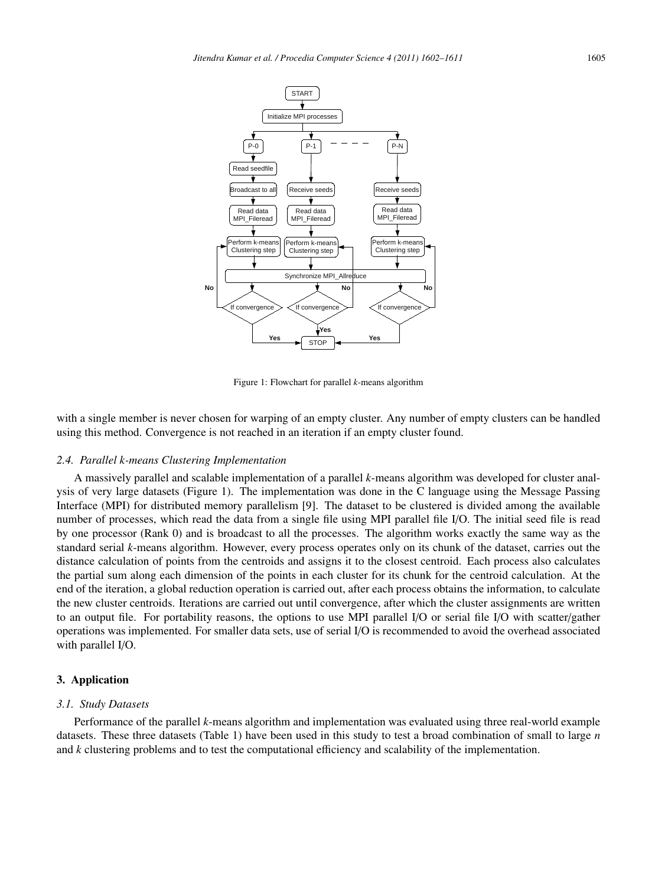Figure 1: Flowchart for parallel *k*-means algorithm

with a single member is never chosen for warping of an empty cluster. Any number of empty clusters can be handled using this method. Convergence is not reached in an iteration if an empty cluster found.

### 2.4. Parallel k-means Clustering Implementation

A massively parallel and scalable implementation of a parallel *k*-means algorithm was developed for cluster analysis of very large datasets (Figure 1). The implementation was done in the C language using the Message Passing Interface (MPI) for distributed memory parallelism [9]. The dataset to be clustered is divided among the available number of processes, which read the data from a single file using MPI parallel file I/O. The initial seed file is read by one processor (Rank 0) and is broadcast to all the processes. The algorithm works exactly the same way as the standard serial *k*-means algorithm. However, every process operates only on its chunk of the dataset, carries out the distance calculation of points from the centroids and assigns it to the closest centroid. Each process also calculates the partial sum along each dimension of the points in each cluster for its chunk for the centroid calculation. At the end of the iteration, a global reduction operation is carried out, after each process obtains the information, to calculate the new cluster centroids. Iterations are carried out until convergence, after which the cluster assignments are written to an output file. For portability reasons, the options to use MPI parallel I/O or serial file I/O with scatter/gather operations was implemented. For smaller data sets, use of serial I/O is recommended to avoid the overhead associated with parallel I/O.

## 3. Application

### 3.1. Study Datasets

Performance of the parallel *k*-means algorithm and implementation was evaluated using three real-world example datasets. These three datasets (Table 1) have been used in this study to test a broad combination of small to large $n$ and $k$ clustering problems and to test the computational efficiency and scalability of the implementation.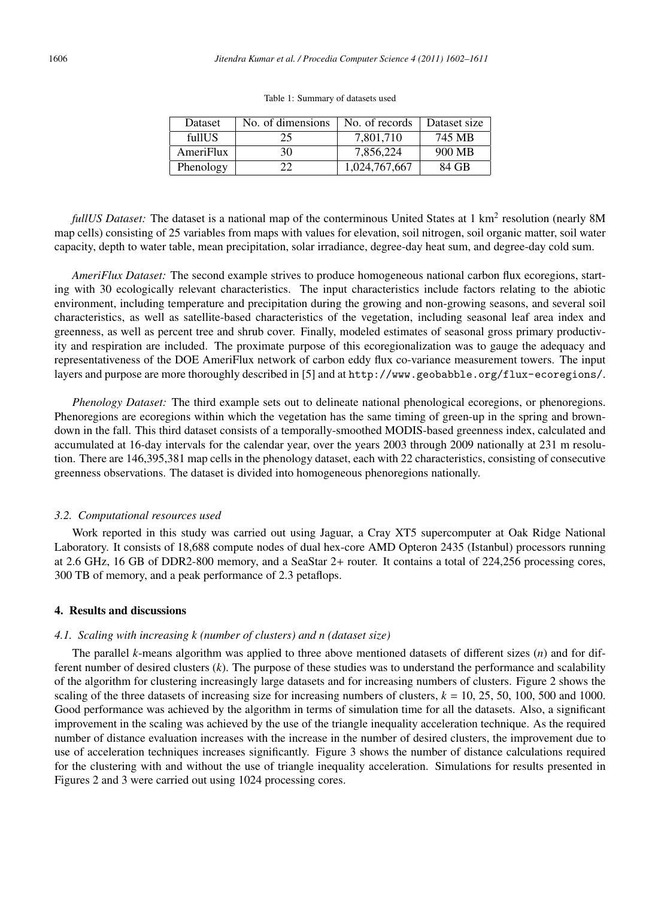Table 1: Summary of datasets used

| Dataset | No. of dimensions | No. of records | Dataset size |
|---|---|---|---|
| fullUS | 25 | 7,801,710 | 745 MB |
| AmeriFlux | 30 | 7,856,224 | 900 MB |
| Phenology | 22 | 1,024,767,667 | 84 GB |

*fullUS Dataset:* The dataset is a national map of the conterminous United States at 1 km$^2$ resolution (nearly 8M map cells) consisting of 25 variables from maps with values for elevation, soil nitrogen, soil organic matter, soil water capacity, depth to water table, mean precipitation, solar irradiance, degree-day heat sum, and degree-day cold sum.

*AmeriFlux Dataset:* The second example strives to produce homogeneous national carbon flux ecoregions, starting with 30 ecologically relevant characteristics. The input characteristics include factors relating to the abiotic environment, including temperature and precipitation during the growing and non-growing seasons, and several soil characteristics, as well as satellite-based characteristics of the vegetation, including seasonal leaf area index and greenness, as well as percent tree and shrub cover. Finally, modeled estimates of seasonal gross primary productivity and respiration are included. The proximate purpose of this ecoregionalization was to gauge the adequacy and representativeness of the DOE AmeriFlux network of carbon eddy flux co-variance measurement towers. The input layers and purpose are more thoroughly described in [5] and at `http://www.geobabble.org/flux-ecoregions/`.

*Phenology Dataset:* The third example sets out to delineate national phenological ecoregions, or phenoregions. Phenoregions are ecoregions within which the vegetation has the same timing of green-up in the spring and brown-down in the fall. This third dataset consists of a temporally-smoothed MODIS-based greenness index, calculated and accumulated at 16-day intervals for the calendar year, over the years 2003 through 2009 nationally at 231 m resolution. There are 146,395,381 map cells in the phenology dataset, each with 22 characteristics, consisting of consecutive greenness observations. The dataset is divided into homogeneous phenoregions nationally.

### *3.2. Computational resources used*

Work reported in this study was carried out using Jaguar, a Cray XT5 supercomputer at Oak Ridge National Laboratory. It consists of 18,688 compute nodes of dual hex-core AMD Opteron 2435 (Istanbul) processors running at 2.6 GHz, 16 GB of DDR2-800 memory, and a SeaStar 2+ router. It contains a total of 224,256 processing cores, 300 TB of memory, and a peak performance of 2.3 petaflops.

## **4. Results and discussions**

### *4.1. Scaling with increasing k (number of clusters) and n (dataset size)*

The parallel $k$-means algorithm was applied to three above mentioned datasets of different sizes ($n$) and for different number of desired clusters ($k$). The purpose of these studies was to understand the performance and scalability of the algorithm for clustering increasingly large datasets and for increasing numbers of clusters. Figure 2 shows the scaling of the three datasets of increasing size for increasing numbers of clusters, $k$ = 10, 25, 50, 100, 500 and 1000. Good performance was achieved by the algorithm in terms of simulation time for all the datasets. Also, a significant improvement in the scaling was achieved by the use of the triangle inequality acceleration technique. As the required number of distance evaluation increases with the increase in the number of desired clusters, the improvement due to use of acceleration techniques increases significantly. Figure 3 shows the number of distance calculations required for the clustering with and without the use of triangle inequality acceleration. Simulations for results presented in Figures 2 and 3 were carried out using 1024 processing cores.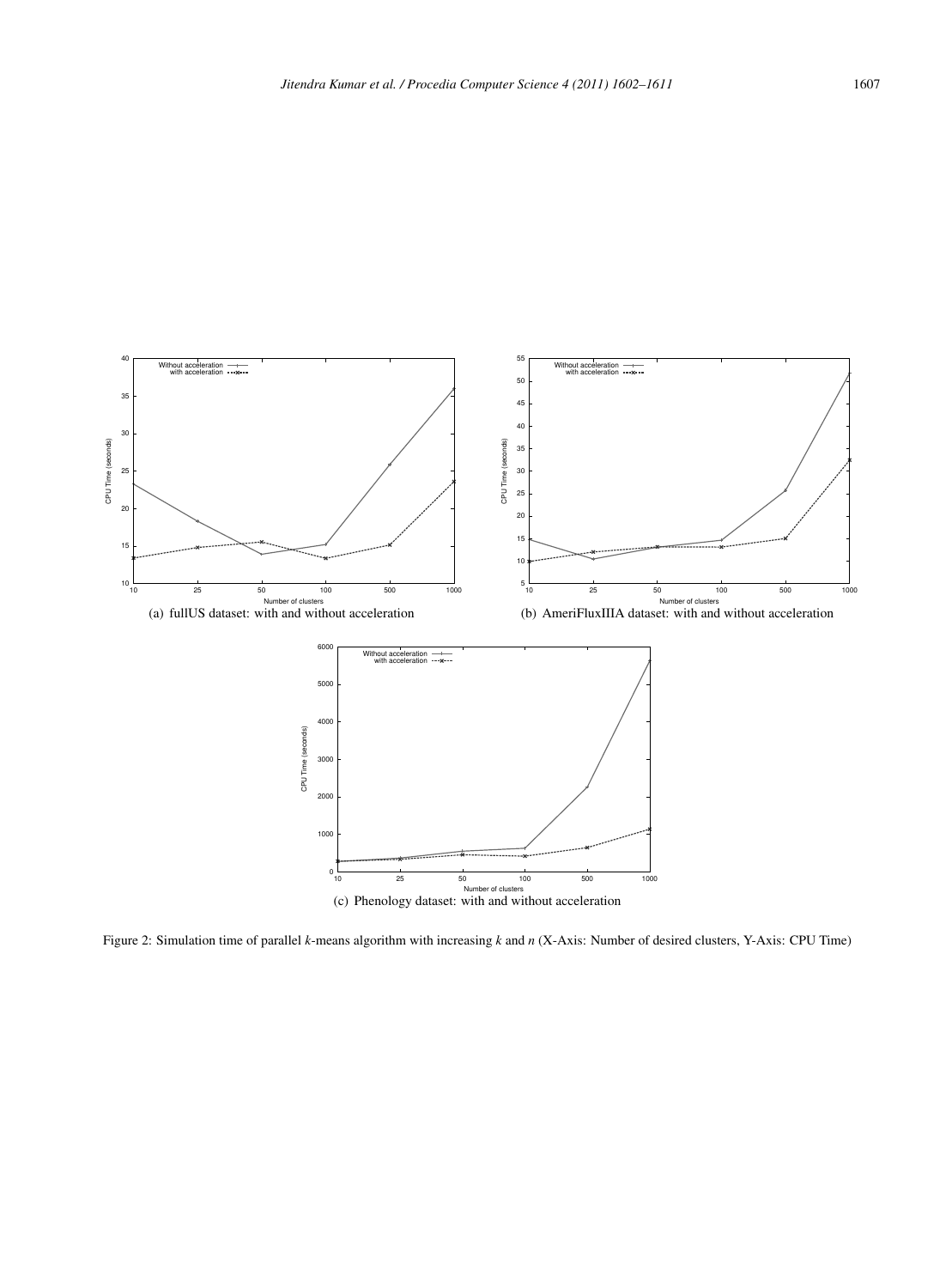(a) fullUS dataset: with and without acceleration

(b) AmeriFluxIIIA dataset: with and without acceleration

(c) Phenology dataset: with and without acceleration

Figure 2: Simulation time of parallel $k$-means algorithm with increasing $k$ and $n$ (X-Axis: Number of desired clusters, Y-Axis: CPU Time)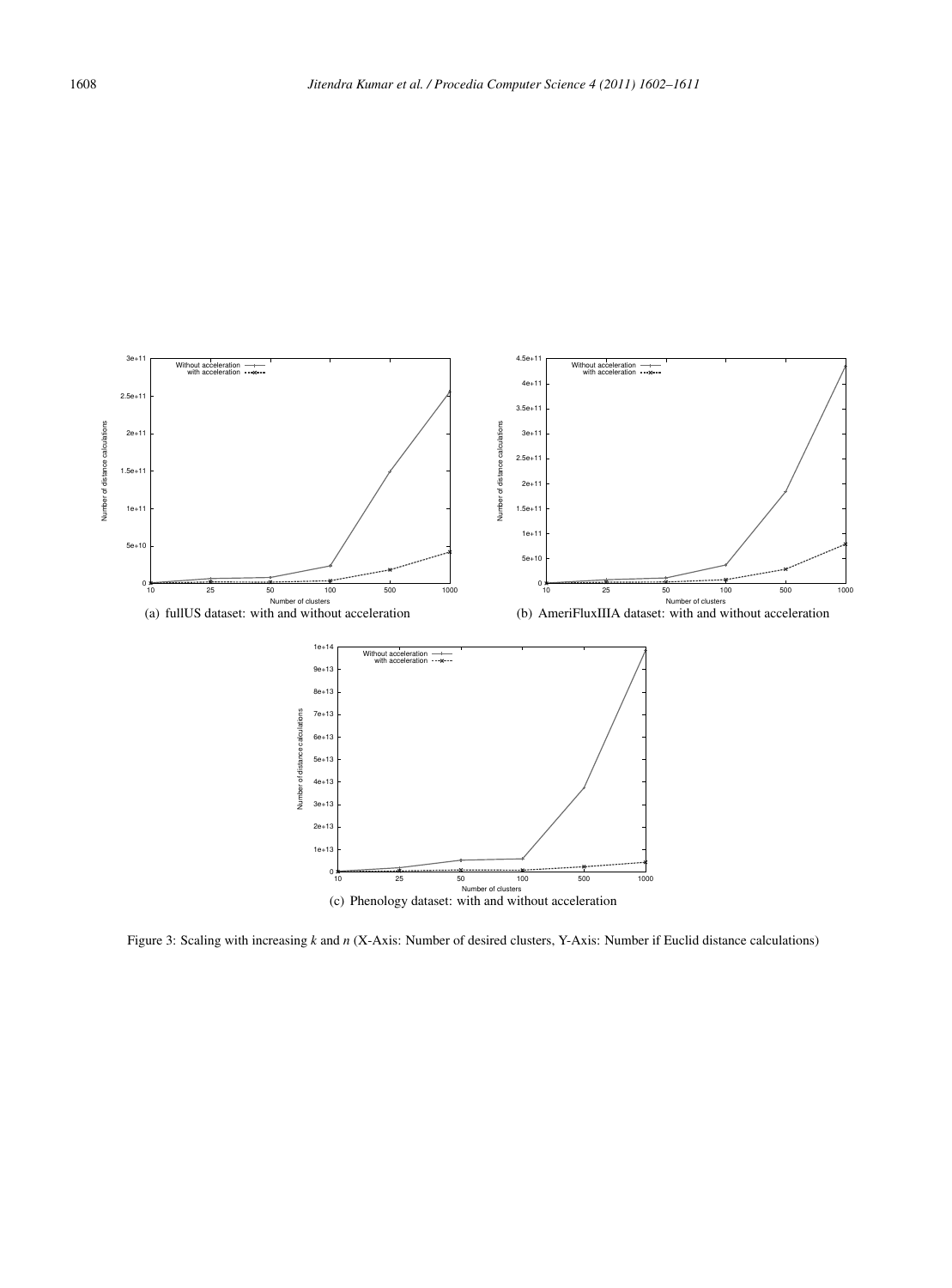(a) fullUS dataset: with and without acceleration

(b) AmeriFluxIIIA dataset: with and without acceleration

(c) Phenology dataset: with and without acceleration

Figure 3: Scaling with increasing *k* and *n* (X-Axis: Number of desired clusters, Y-Axis: Number if Euclid distance calculations)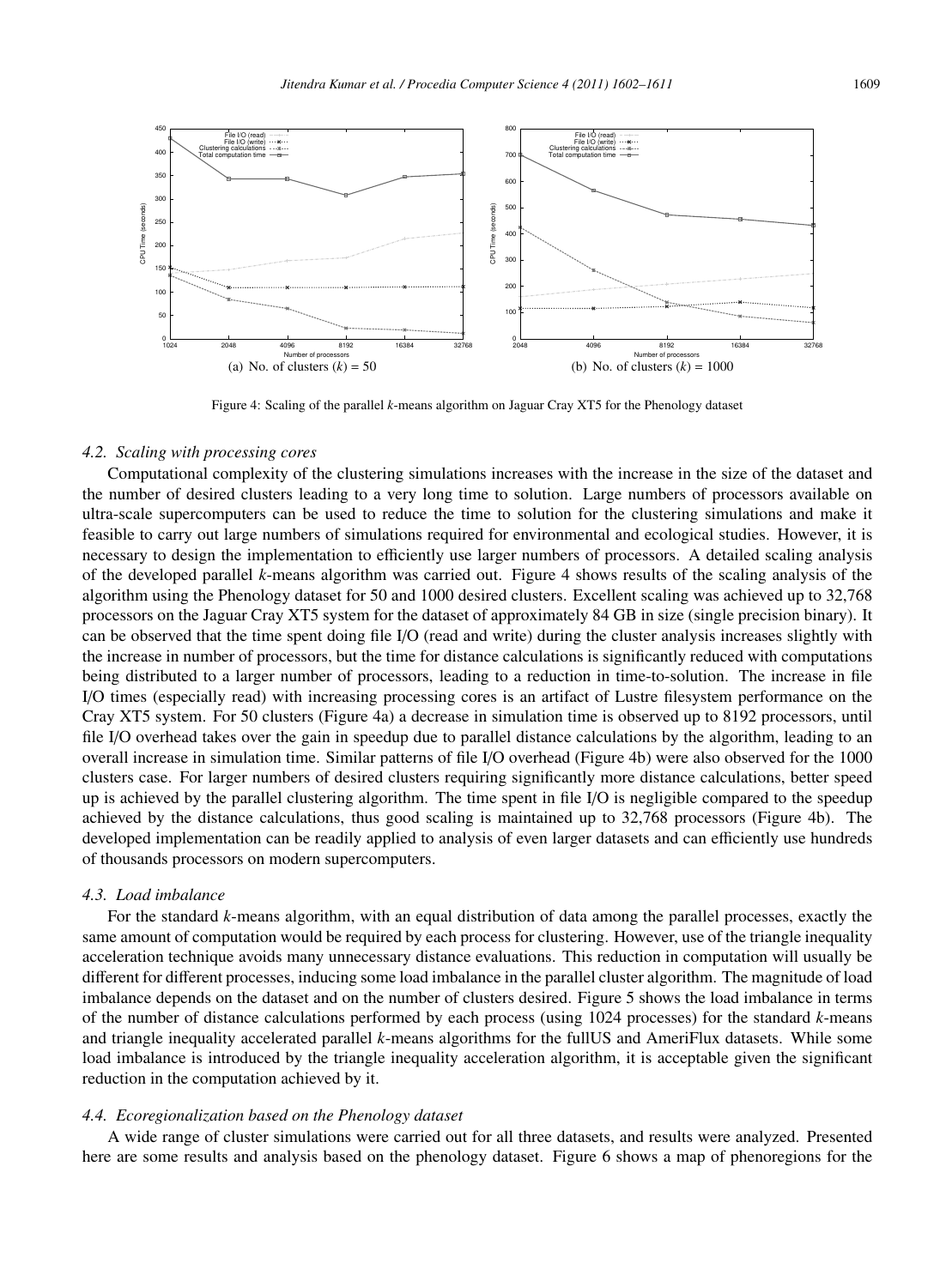(a) No. of clusters ($k$) = 50

(b) No. of clusters ($k$) = 1000

Figure 4: Scaling of the parallel $k$-means algorithm on Jaguar Cray XT5 for the Phenology dataset

### 4.2. Scaling with processing cores

Computational complexity of the clustering simulations increases with the increase in the size of the dataset and the number of desired clusters leading to a very long time to solution. Large numbers of processors available on ultra-scale supercomputers can be used to reduce the time to solution for the clustering simulations and make it feasible to carry out large numbers of simulations required for environmental and ecological studies. However, it is necessary to design the implementation to efficiently use larger numbers of processors. A detailed scaling analysis of the developed parallel $k$-means algorithm was carried out. Figure 4 shows results of the scaling analysis of the algorithm using the Phenology dataset for 50 and 1000 desired clusters. Excellent scaling was achieved up to 32,768 processors on the Jaguar Cray XT5 system for the dataset of approximately 84 GB in size (single precision binary). It can be observed that the time spent doing file I/O (read and write) during the cluster analysis increases slightly with the increase in number of processors, but the time for distance calculations is significantly reduced with computations being distributed to a larger number of processors, leading to a reduction in time-to-solution. The increase in file I/O times (especially read) with increasing processing cores is an artifact of Lustre filesystem performance on the Cray XT5 system. For 50 clusters (Figure 4a) a decrease in simulation time is observed up to 8192 processors, until file I/O overhead takes over the gain in speedup due to parallel distance calculations by the algorithm, leading to an overall increase in simulation time. Similar patterns of file I/O overhead (Figure 4b) were also observed for the 1000 clusters case. For larger numbers of desired clusters requiring significantly more distance calculations, better speed up is achieved by the parallel clustering algorithm. The time spent in file I/O is negligible compared to the speedup achieved by the distance calculations, thus good scaling is maintained up to 32,768 processors (Figure 4b). The developed implementation can be readily applied to analysis of even larger datasets and can efficiently use hundreds of thousands processors on modern supercomputers.

### 4.3. Load imbalance

For the standard $k$-means algorithm, with an equal distribution of data among the parallel processes, exactly the same amount of computation would be required by each process for clustering. However, use of the triangle inequality acceleration technique avoids many unnecessary distance evaluations. This reduction in computation will usually be different for different processes, inducing some load imbalance in the parallel cluster algorithm. The magnitude of load imbalance depends on the dataset and on the number of clusters desired. Figure 5 shows the load imbalance in terms of the number of distance calculations performed by each process (using 1024 processes) for the standard $k$-means and triangle inequality accelerated parallel $k$-means algorithms for the fullUS and AmeriFlux datasets. While some load imbalance is introduced by the triangle inequality acceleration algorithm, it is acceptable given the significant reduction in the computation achieved by it.

### 4.4. Ecoregionalization based on the Phenology dataset

A wide range of cluster simulations were carried out for all three datasets, and results were analyzed. Presented here are some results and analysis based on the phenology dataset. Figure 6 shows a map of phenoregions for the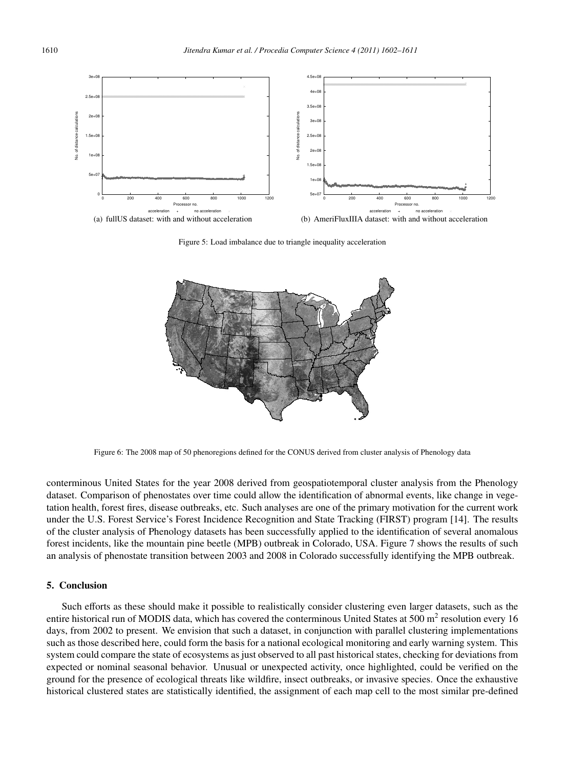(a) fullUS dataset: with and without acceleration

(b) AmeriFluxIIIA dataset: with and without acceleration

Figure 5: Load imbalance due to triangle inequality acceleration

Figure 6: The 2008 map of 50 phenoregions defined for the CONUS derived from cluster analysis of Phenology data

conterminous United States for the year 2008 derived from geospatiotemporal cluster analysis from the Phenology dataset. Comparison of phenostates over time could allow the identification of abnormal events, like change in vegetation health, forest fires, disease outbreaks, etc. Such analyses are one of the primary motivation for the current work under the U.S. Forest Service's Forest Incidence Recognition and State Tracking (FIRST) program [14]. The results of the cluster analysis of Phenology datasets has been successfully applied to the identification of several anomalous forest incidents, like the mountain pine beetle (MPB) outbreak in Colorado, USA. Figure 7 shows the results of such an analysis of phenostate transition between 2003 and 2008 in Colorado successfully identifying the MPB outbreak.

## 5. Conclusion

Such efforts as these should make it possible to realistically consider clustering even larger datasets, such as the entire historical run of MODIS data, which has covered the conterminous United States at 500 $m^2$ resolution every 16 days, from 2002 to present. We envision that such a dataset, in conjunction with parallel clustering implementations such as those described here, could form the basis for a national ecological monitoring and early warning system. This system could compare the state of ecosystems as just observed to all past historical states, checking for deviations from expected or nominal seasonal behavior. Unusual or unexpected activity, once highlighted, could be verified on the ground for the presence of ecological threats like wildfire, insect outbreaks, or invasive species. Once the exhaustive historical clustered states are statistically identified, the assignment of each map cell to the most similar pre-defined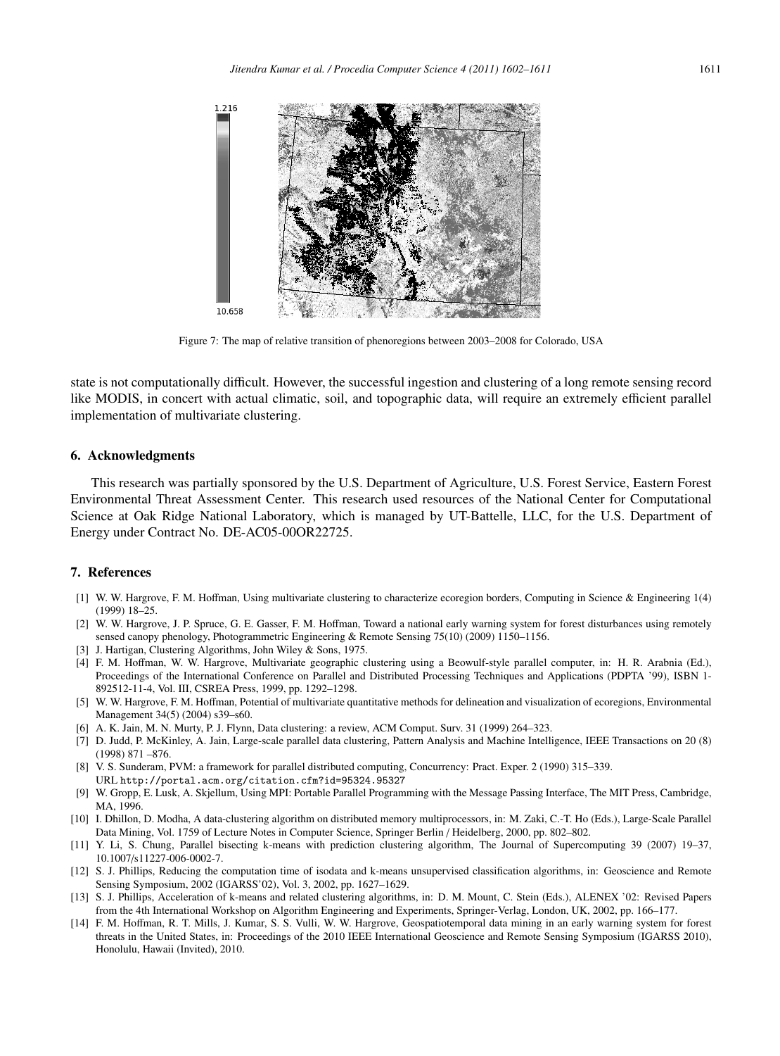1.216

10.658

Figure 7: The map of relative transition of phenoregions between 2003–2008 for Colorado, USA

state is not computationally difficult. However, the successful ingestion and clustering of a long remote sensing record like MODIS, in concert with actual climatic, soil, and topographic data, will require an extremely efficient parallel implementation of multivariate clustering.

## 6. Acknowledgments

This research was partially sponsored by the U.S. Department of Agriculture, U.S. Forest Service, Eastern Forest Environmental Threat Assessment Center. This research used resources of the National Center for Computational Science at Oak Ridge National Laboratory, which is managed by UT-Battelle, LLC, for the U.S. Department of Energy under Contract No. DE-AC05-00OR22725.

## 7. References

[1] W. W. Hargrove, F. M. Hoffman, Using multivariate clustering to characterize ecoregion borders, Computing in Science & Engineering 1(4) (1999) 18–25.

[2] W. W. Hargrove, J. P. Spruce, G. E. Gasser, F. M. Hoffman, Toward a national early warning system for forest disturbances using remotely sensed canopy phenology, Photogrammetric Engineering & Remote Sensing 75(10) (2009) 1150–1156.

[3] J. Hartigan, Clustering Algorithms, John Wiley & Sons, 1975.

[4] F. M. Hoffman, W. W. Hargrove, Multivariate geographic clustering using a Beowulf-style parallel computer, in: H. R. Arabnia (Ed.), Proceedings of the International Conference on Parallel and Distributed Processing Techniques and Applications (PDPTA '99), ISBN 1-892512-11-4, Vol. III, CSREA Press, 1999, pp. 1292–1298.

[5] W. W. Hargrove, F. M. Hoffman, Potential of multivariate quantitative methods for delineation and visualization of ecoregions, Environmental Management 34(5) (2004) s39–s60.

[6] A. K. Jain, M. N. Murty, P. J. Flynn, Data clustering: a review, ACM Comput. Surv. 31 (1999) 264–323.

[7] D. Judd, P. McKinley, A. Jain, Large-scale parallel data clustering, Pattern Analysis and Machine Intelligence, IEEE Transactions on 20 (8) (1998) 871 –876.

[8] V. S. Sunderam, PVM: a framework for parallel distributed computing, Concurrency: Pract. Exper. 2 (1990) 315–339. URL http://portal.acm.org/citation.cfm?id=95324.95327

[9] W. Gropp, E. Lusk, A. Skjellum, Using MPI: Portable Parallel Programming with the Message Passing Interface, The MIT Press, Cambridge, MA, 1996.

[10] I. Dhillon, D. Modha, A data-clustering algorithm on distributed memory multiprocessors, in: M. Zaki, C.-T. Ho (Eds.), Large-Scale Parallel Data Mining, Vol. 1759 of Lecture Notes in Computer Science, Springer Berlin / Heidelberg, 2000, pp. 802–802.

[11] Y. Li, S. Chung, Parallel bisecting k-means with prediction clustering algorithm, The Journal of Supercomputing 39 (2007) 19–37, 10.1007/s11227-006-0002-7.

[12] S. J. Phillips, Reducing the computation time of isodata and k-means unsupervised classification algorithms, in: Geoscience and Remote Sensing Symposium, 2002 (IGARSS'02), Vol. 3, 2002, pp. 1627–1629.

[13] S. J. Phillips, Acceleration of k-means and related clustering algorithms, in: D. M. Mount, C. Stein (Eds.), ALENEX '02: Revised Papers from the 4th International Workshop on Algorithm Engineering and Experiments, Springer-Verlag, London, UK, 2002, pp. 166–177.

[14] F. M. Hoffman, R. T. Mills, J. Kumar, S. S. Vulli, W. W. Hargrove, Geospatiotemporal data mining in an early warning system for forest threats in the United States, in: Proceedings of the 2010 IEEE International Geoscience and Remote Sensing Symposium (IGARSS 2010), Honolulu, Hawaii (Invited), 2010.